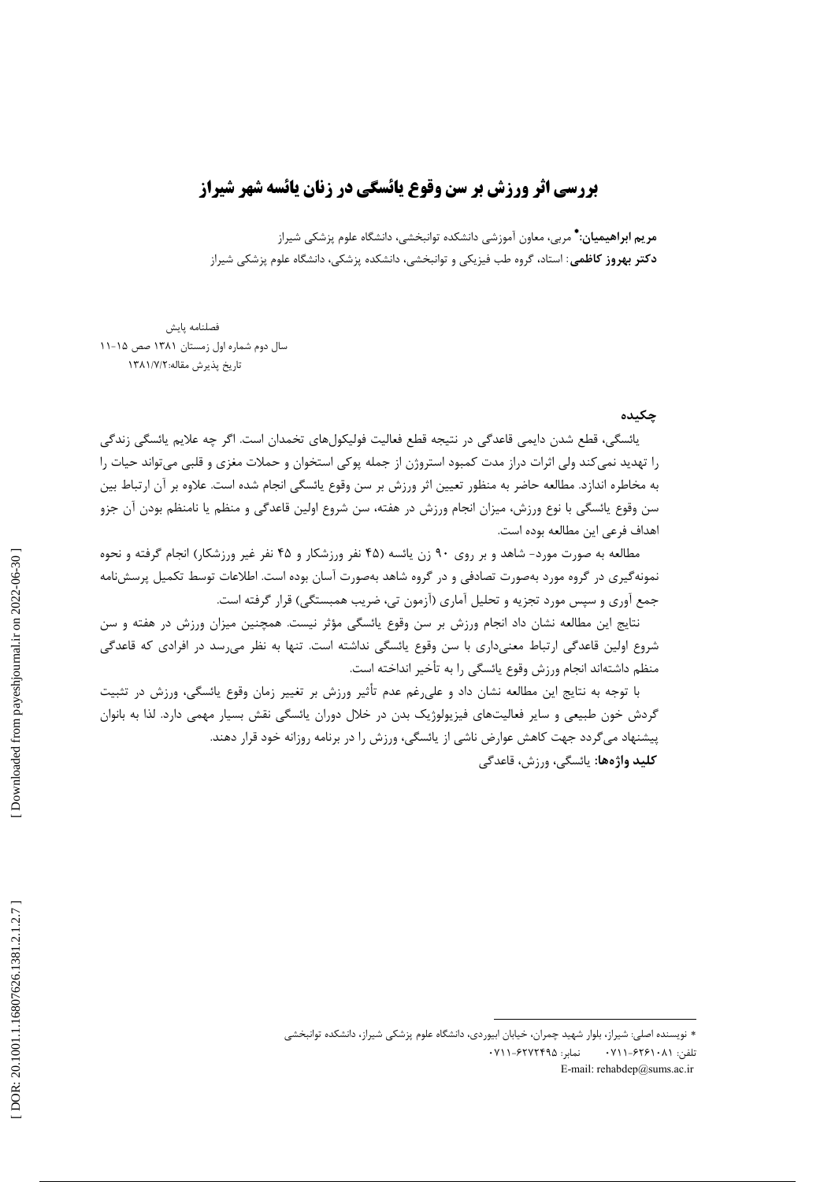# بررسی اثر ورزش بر سن وقوع یائسگی در زنان یائسه شهر شیراز

**مریم ابراهیمیان:*** مربی، معاون آموزشی دانشکده توانبخشی، دانشگاه علوم پزشکی شیراز

**دکتر بهروز کاظمی**: استاد، گروه طب فیزیکی و توانبخشی، دانشکده پزشکی، دانشگاه علوم پزشکی شیراز

فصلنامه پایش
سال دوم شماره اول زمستان ۱۳۸۱ صص ۱۵-۱۱
تاریخ پذیرش مقاله:۱۳۸۱/۷/۲

## چکیده

یائسگی، قطع شدن دایمی قاعدگی در نتیجه قطع فعالیت فولیکول‌های تخمدان است. اگر چه علایم یائسگی زندگی را تهدید نمی‌کند ولی اثرات دراز مدت کمبود استروژن از جمله پوکی استخوان و حملات مغزی و قلبی می‌تواند حیات را به مخاطره اندازد. مطالعه حاضر به منظور تعیین اثر ورزش بر سن وقوع یائسگی انجام شده است. علاوه بر آن ارتباط بین سن وقوع یائسگی با نوع ورزش، میزان انجام ورزش در هفته، سن شروع اولین قاعدگی و منظم یا نامنظم بودن آن جزو اهداف فرعی این مطالعه بوده است.

مطالعه به صورت مورد- شاهد و بر روی ۹۰ زن یائسه (۴۵ نفر ورزشکار و ۴۵ نفر غیر ورزشکار) انجام گرفته و نحوه نمونه‌گیری در گروه مورد به‌صورت تصادفی و در گروه شاهد به‌صورت آسان بوده است. اطلاعات توسط تکمیل پرسش‌نامه جمع آوری و سپس مورد تجزیه و تحلیل آماری (آزمون تی، ضریب همبستگی) قرار گرفته است.

نتایج این مطالعه نشان داد انجام ورزش بر سن وقوع یائسگی مؤثر نیست. همچنین میزان ورزش در هفته و سن شروع اولین قاعدگی ارتباط معنی‌داری با سن وقوع یائسگی نداشته است. تنها به نظر می‌رسد در افرادی که قاعدگی منظم داشته‌اند انجام ورزش وقوع یائسگی را به تأخیر انداخته است.

با توجه به نتایج این مطالعه نشان داد و علی‌رغم عدم تأثیر ورزش بر تغییر زمان وقوع یائسگی، ورزش در تثبیت گردش خون طبیعی و سایر فعالیت‌های فیزیولوژیک بدن در خلال دوران یائسگی نقش بسیار مهمی دارد. لذا به بانوان پیشنهاد می‌گردد جهت کاهش عوارض ناشی از یائسگی، ورزش را در برنامه روزانه خود قرار دهند.

**کلید واژه‌ها**: یائسگی، ورزش، قاعدگی

---

* نویسنده اصلی: شیراز، بلوار شهید چمران، خیابان ابیوردی، دانشگاه علوم پزشکی شیراز، دانشکده توانبخشی
تلفن: ۶۲۶۱۰۸۱-۰۷۱۱ نمابر: ۶۲۷۲۴۹۵-۰۷۱۱
E-mail: rehabdep@sums.ac.ir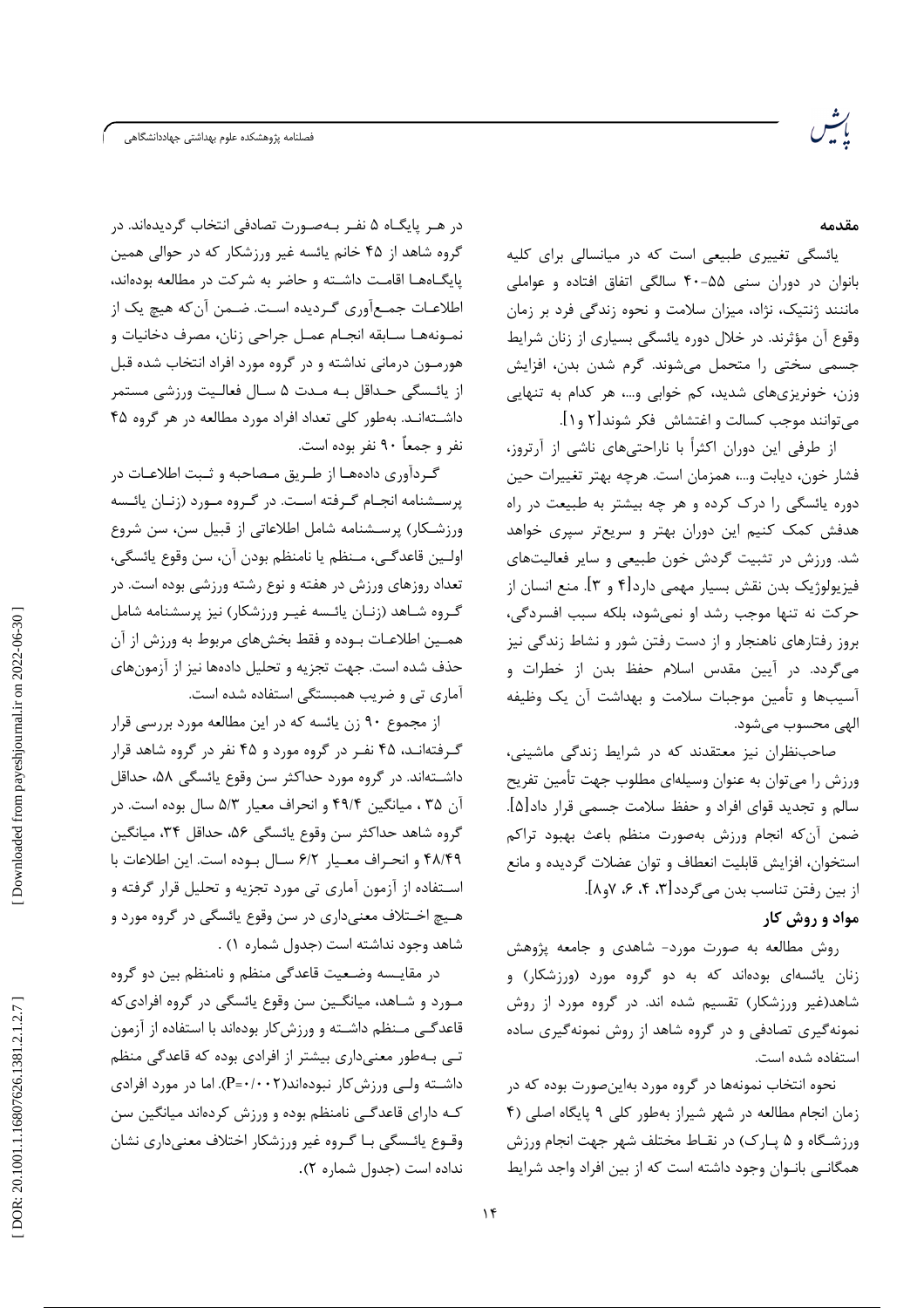## مقدمه

یائسگی تغییری طبیعی است که در میانسالی برای کلیه بانوان در دوران سنی ۵۵-۴۰ سالگی اتفاق افتاده و عواملی مانند ژنتیک، نژاد، میزان سلامت و نحوه زندگی فرد بر زمان وقوع آن مؤثرند. در خلال دوره یائسگی بسیاری از زنان شرایط جسمی سختی را متحمل می‌شوند. گرم شدن بدن، افزایش وزن، خونریزی‌های شدید، کم خوابی و...، هر کدام به تنهایی می‌توانند موجب کسالت و اغتشاش فکر شوند[۲ و۱].

از طرفی این دوران اکثراً با ناراحتی‌های ناشی از آرتروز، فشار خون، دیابت و...، همزمان است. هرچه بهتر تغییرات حین دوره یائسگی را درک کرده و هر چه بیشتر به طبیعت در راه هدفش کمک کنیم این دوران بهتر و سریع‌تر سپری خواهد شد. ورزش در تثبیت گردش خون طبیعی و سایر فعالیت‌های فیزیولوژیک بدن نقش بسیار مهمی دارد[۴ و ۳]. منع انسان از حرکت نه تنها موجب رشد او نمی‌شود، بلکه سبب افسردگی، بروز رفتارهای ناهنجار و از دست رفتن شور و نشاط زندگی نیز می‌گردد. در آیین مقدس اسلام حفظ بدن از خطرات و آسیب‌ها و تأمین موجبات سلامت و بهداشت آن یک وظیفه الهی محسوب می‌شود.

صاحب‌نظران نیز معتقدند که در شرایط زندگی ماشینی، ورزش را می‌توان به عنوان وسیله‌ای مطلوب جهت تأمین تفریح سالم و تجدید قوای افراد و حفظ سلامت جسمی قرار داد[۵]. ضمن آن‌که انجام ورزش به‌صورت منظم باعث بهبود تراکم استخوان، افزایش قابلیت انعطاف و توان عضلات گردیده و مانع از بین رفتن تناسب بدن می‌گردد[۳، ۴، ۶، ۷و۸].

## مواد و روش کار

روش مطالعه به صورت مورد- شاهدی و جامعه پژوهش زنان یائسه‌ای بوده‌اند که به دو گروه مورد (ورزشکار) و شاهد(غیر ورزشکار) تقسیم شده اند. در گروه مورد از روش نمونه‌گیری تصادفی و در گروه شاهد از روش نمونه‌گیری ساده استفاده شده است.

نحوه انتخاب نمونه‌ها در گروه مورد به‌این‌صورت بوده که در زمان انجام مطالعه در شهر شیراز به‌طور کلی ۹ پایگاه اصلی (۴ ورزشگاه و ۵ پارک) در نقاط مختلف شهر جهت انجام ورزش همگانی بانوان وجود داشته است که از بین افراد واجد شرایط در هر پایگاه ۵ نفر به‌صورت تصادفی انتخاب گردیده‌اند. در گروه شاهد از ۴۵ خانم یائسه غیر ورزشکار که در حوالی همین پایگاه‌ها اقامت داشته و حاضر به شرکت در مطالعه بوده‌اند، اطلاعات جمع‌آوری گردیده است. ضمن آن‌که هیچ یک از نمونه‌ها سابقه انجام عمل جراحی زنان، مصرف دخانیات و هورمون درمانی نداشته و در گروه مورد افراد انتخاب شده قبل از یائسگی حداقل به مدت ۵ سال فعالیت ورزشی مستمر داشته‌اند. به‌طور کلی تعداد افراد مورد مطالعه در هر گروه ۴۵ نفر و جمعاً ۹۰ نفر بوده است.

گردآوری داده‌ها از طریق مصاحبه و ثبت اطلاعات در پرسشنامه انجام گرفته است. در گروه مورد (زنان یائسه ورزشکار) پرسشنامه شامل اطلاعاتی از قبیل سن، سن شروع اولین قاعدگی، منظم یا نامنظم بودن آن، سن وقوع یائسگی، تعداد روزهای ورزش در هفته و نوع رشته ورزشی بوده است. در گروه شاهد (زنان یائسه غیر ورزشکار) نیز پرسشنامه شامل همین اطلاعات بوده و فقط بخش‌های مربوط به ورزش از آن حذف شده است. جهت تجزیه و تحلیل داده‌ها نیز از آزمون‌های آماری تی و ضریب همبستگی استفاده شده است.

از مجموع ۹۰ زن یائسه که در این مطالعه مورد بررسی قرار گرفته‌اند، ۴۵ نفر در گروه مورد و ۴۵ نفر در گروه شاهد قرار داشته‌اند. در گروه مورد حداکثر سن وقوع یائسگی ۵۸، حداقل آن ۳۵ ، میانگین ۴۹/۴ و انحراف معیار ۵/۳ سال بوده است. در گروه شاهد حداکثر سن وقوع یائسگی ۵۶، حداقل ۳۴، میانگین ۴۸/۴۹ و انحراف معیار ۶/۲ سال بوده است. این اطلاعات با استفاده از آزمون آماری تی مورد تجزیه و تحلیل قرار گرفته و هیچ اختلاف معنی‌داری در سن وقوع یائسگی در گروه مورد و شاهد وجود نداشته است (جدول شماره ۱) .

در مقایسه وضعیت قاعدگی منظم و نامنظم بین دو گروه مورد و شاهد، میانگین سن وقوع یائسگی در گروه افرادی‌که قاعدگی منظم داشته و ورزش‌کار بوده‌اند با استفاده از آزمون تی به‌طور معنی‌داری بیشتر از افرادی بوده که قاعدگی منظم داشته ولی ورزش‌کار نبوده‌اند(P=۰/۰۰۲). اما در مورد افرادی که دارای قاعدگی نامنظم بوده و ورزش کرده‌اند میانگین سن وقوع یائسگی با گروه غیر ورزشکار اختلاف معنی‌داری نشان نداده است (جدول شماره ۲).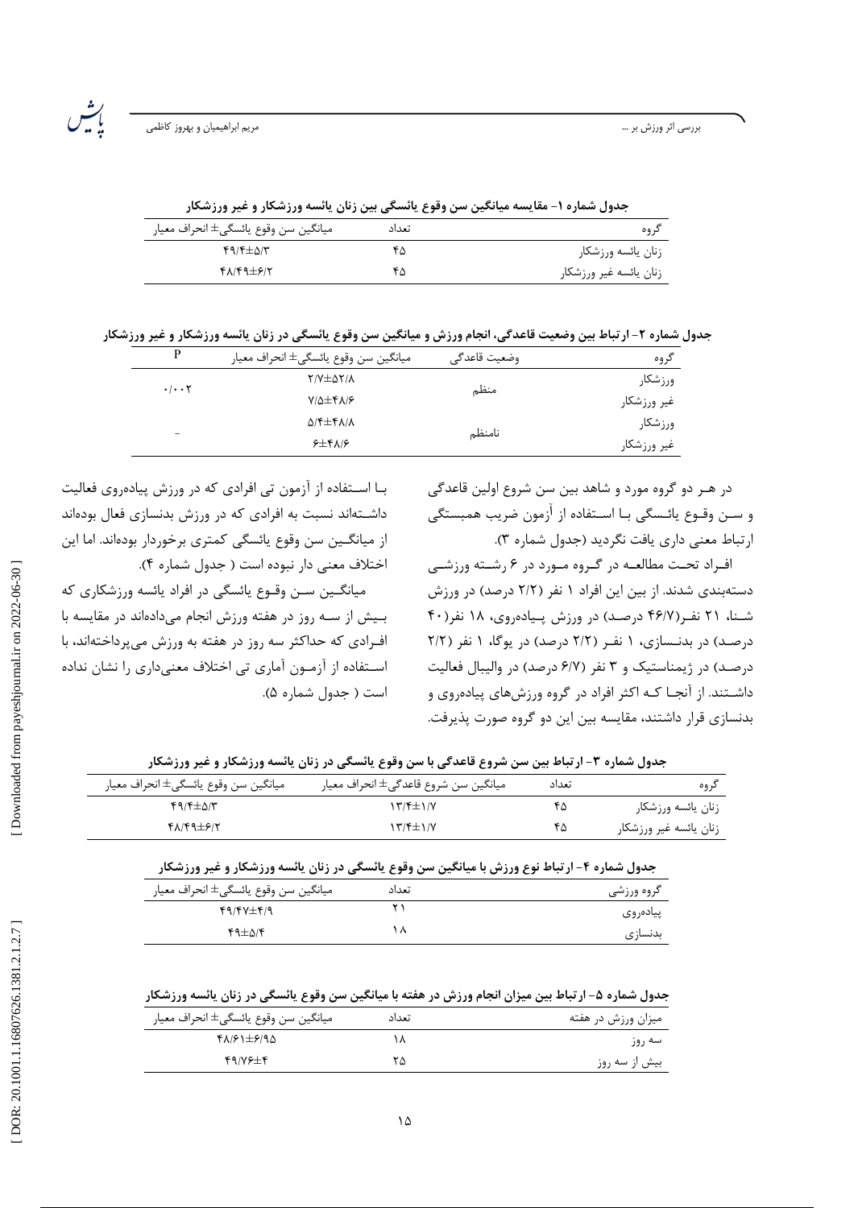**جدول شماره ۱- مقایسه میانگین سن وقوع یائسگی بین زنان یائسه ورزشکار و غیر ورزشکار**

| گروه | تعداد | میانگین سن وقوع یائسگی± انحراف معیار |
|---|---|---|
| زنان یائسه ورزشکار | ۴۵ | ۴۹/۴±۵/۳ |
| زنان یائسه غیر ورزشکار | ۴۵ | ۴۸/۴۹±۶/۲ |

**جدول شماره ۲- ارتباط بین وضعیت قاعدگی، انجام ورزش و میانگین سن وقوع یائسگی در زنان یائسه ورزشکار و غیر ورزشکار**

| گروه | وضعیت قاعدگی | میانگین سن وقوع یائسگی± انحراف معیار | P |
|---|---|---|---|
| ورزشکار | منظم | ۲/۷±۵۲/۸ | ۰/۰۰۲ |
| غیر ورزشکار | | ۷/۵±۴۸/۶ | |
| ورزشکار | نامنظم | ۵/۴±۴۸/۸ | - |
| غیر ورزشکار | | ۶±۴۸/۶ | |

در هـر دو گروه مورد و شاهد بین سن شروع اولین قاعدگی و سـن وقـوع یائـسگی بـا اسـتفاده از آزمون ضریب همبستگی ارتباط معنی داری یافت نگردید (جدول شماره ۳).

افـراد تحـت مطالعـه در گـروه مـورد در ۶ رشـته ورزشـی دسته‌بندی شدند. از بین این افراد ۱ نفر (۲/۲ درصد) در ورزش شـنا، ۲۱ نفـر(۴۶/۷ درصـد) در ورزش پـیاده‌روی، ۱۸ نفر(۴۰ درصـد) در بدنـسازی، ۱ نفـر (۲/۲ درصد) در یوگا، ۱ نفر (۲/۲ درصـد) در ژیمناستیک و ۳ نفر (۶/۷ درصد) در والیبال فعالیت داشـتند. از آنجـا کـه اکثر افراد در گروه ورزش‌های پیاده‌روی و بدنسازی قرار داشتند، مقایسه بین این دو گروه صورت پذیرفت.

بـا اسـتفاده از آزمون تی افرادی که در ورزش پیاده‌روی فعالیت داشـته‌اند نسبت به افرادی که در ورزش بدنسازی فعال بوده‌اند از میانگـین سن وقوع یائسگی کمتری برخوردار بوده‌اند. اما این اختلاف معنی دار نبوده است ( جدول شماره ۴).

میانگـین سـن وقـوع یائسگی در افراد یائسه ورزشکاری که بـیش از سـه روز در هفته ورزش انجام می‌داده‌اند در مقایسه با افـرادی که حداکثر سه روز در هفته به ورزش می‌پرداخته‌اند، با اسـتفاده از آزمـون آماری تی اختلاف معنی‌داری را نشان نداده است ( جدول شماره ۵).

**جدول شماره ۳- ارتباط بین سن شروع قاعدگی با سن وقوع یائسگی در زنان یائسه ورزشکار و غیر ورزشکار**

| گروه | تعداد | میانگین سن شروع قاعدگی± انحراف معیار | میانگین سن وقوع یائسگی± انحراف معیار |
|---|---|---|---|
| زنان یائسه ورزشکار | ۴۵ | ۱۳/۴±۱/۷ | ۴۹/۴±۵/۳ |
| زنان یائسه غیر ورزشکار | ۴۵ | ۱۳/۴±۱/۷ | ۴۸/۴۹±۶/۲ |

**جدول شماره ۴- ارتباط نوع ورزش با میانگین سن وقوع یائسگی در زنان یائسه ورزشکار و غیر ورزشکار**

| گروه ورزشی | تعداد | میانگین سن وقوع یائسگی± انحراف معیار |
|---|---|---|
| پیاده‌روی | ۲۱ | ۴۹/۴۷±۴/۹ |
| بدنسازی | ۱۸ | ۴۹±۵/۴ |

**جدول شماره ۵- ارتباط بین میزان انجام ورزش در هفته با میانگین سن وقوع یائسگی در زنان یائسه ورزشکار**

| میزان ورزش در هفته | تعداد | میانگین سن وقوع یائسگی± انحراف معیار |
|---|---|---|
| سه روز | ۱۸ | ۴۸/۶۱±۶/۹۵ |
| بیش از سه روز | ۲۵ | ۴۹/۷۶±۴ |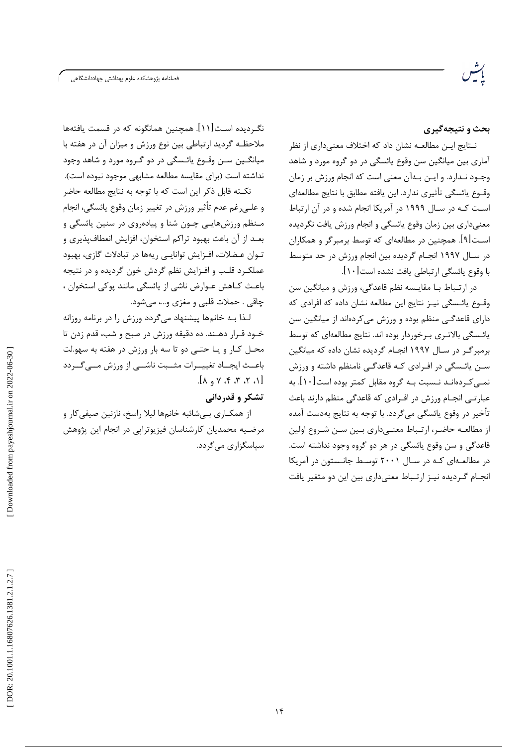## بحث و نتیجه‌گیری

نتایج این مطالعه نشان داد که اختلاف معنی‌داری از نظر آماری بین میانگین سن وقوع یائسگی در دو گروه مورد و شاهد وجود ندارد. و این به‌آن معنی است که انجام ورزش بر زمان وقوع یائسگی تأثیری ندارد. این یافته مطابق با نتایج مطالعه‌ای است که در سال ۱۹۹۹ در آمریکا انجام شده و در آن ارتباط معنی‌داری بین زمان وقوع یائسگی و انجام ورزش یافت نگردیده است[۹]. همچنین در مطالعه‌ای که توسط برمبرگر و همکاران در سال ۱۹۹۷ انجام گردیده بین انجام ورزش در حد متوسط با وقوع یائسگی ارتباطی یافت نشده است[۱۰].

در ارتباط با مقایسه نظم قاعدگی، ورزش و میانگین سن وقوع یائسگی نیز نتایج این مطالعه نشان داده که افرادی که دارای قاعدگی منظم بوده و ورزش می‌کرده‌اند از میانگین سن یائسگی بالاتری برخوردار بوده اند. نتایج مطالعه‌ای که توسط برمبرگر در سال ۱۹۹۷ انجام گردیده نشان داده که میانگین سن یائسگی در افرادی که قاعدگی نامنظم داشته و ورزش نمی‌کرده‌اند نسبت به گروه مقابل کمتر بوده است[۱۰]. به عبارتی انجام ورزش در افرادی که قاعدگی منظم دارند باعث تأخیر در وقوع یائسگی می‌گردد. با توجه به نتایج به‌دست آمده از مطالعه حاضر، ارتباط معنی‌داری بین سن شروع اولین قاعدگی و سن وقوع یائسگی در هر دو گروه وجود نداشته است. در مطالعه‌ای که در سال ۲۰۰۱ توسط جانستون در آمریکا انجام گردیده نیز ارتباط معنی‌داری بین این دو متغیر یافت نگردیده است[۱۱]. همچنین همانگونه که در قسمت یافته‌ها ملاحظه گردید ارتباطی بین نوع ورزش و میزان آن در هفته با میانگین سن وقوع یائسگی در دو گروه مورد و شاهد وجود نداشته است (برای مقایسه مطالعه مشابهی موجود نبوده است).

نکته قابل ذکر این است که با توجه به نتایج مطالعه حاضر و علی‌رغم عدم تأثیر ورزش در تغییر زمان وقوع یائسگی، انجام منظم ورزش‌هایی چون شنا و پیاده‌روی در سنین یائسگی و بعد از آن باعث بهبود تراکم استخوان، افزایش انعطاف‌پذیری و توان عضلات، افزایش توانایی ریه‌ها در تبادلات گازی، بهبود عملکرد قلب و افزایش نظم گردش خون گردیده و در نتیجه باعث کاهش عوارض ناشی از یائسگی مانند پوکی استخوان ، چاقی . حملات قلبی و مغزی و...، می‌شود.

لذا به خانم‌ها پیشنهاد می‌گردد ورزش را در برنامه روزانه خود قرار دهند. ده دقیقه ورزش در صبح و شب، قدم زدن تا محل کار و یا حتی دو تا سه بار ورزش در هفته به سهولت باعث ایجاد تغییرات مثبت ناشی از ورزش می‌گردد [۱، ۲، ۳، ۴، ۷ و ۸].

### تشکر و قدردانی

از همکاری بی‌شائبه خانم‌ها لیلا راسخ، نازنین صیفی‌کار و مرضیه محمدیان کارشناسان فیزیوتراپی در انجام این پژوهش سپاسگزاری می‌گردد.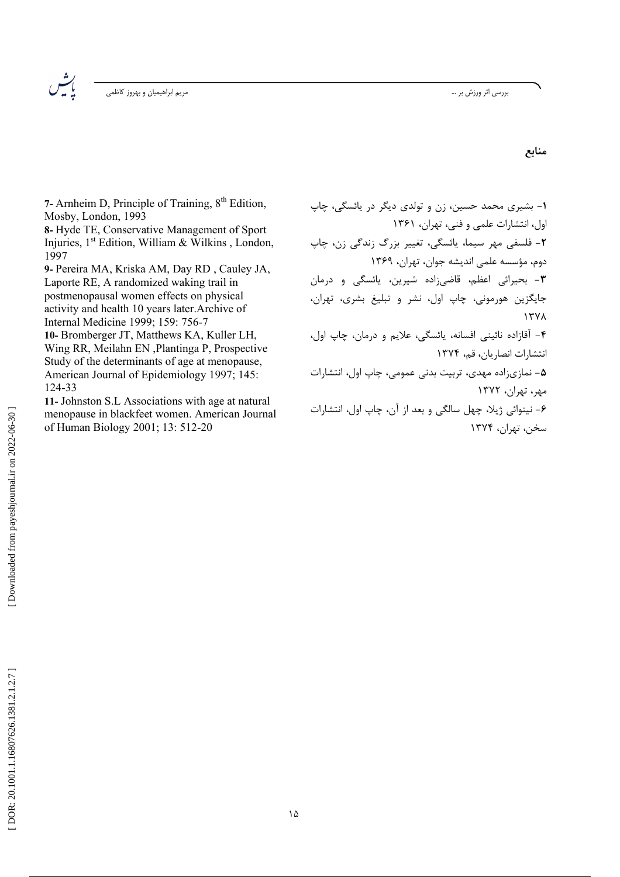## منابع

۱- بشیری محمد حسین، زن و تولدی دیگر در یائسگی، چاپ اول، انتشارات علمی و فنی، تهران، ۱۳۶۱

۲- فلسفی مهر سیما، یائسگی، تغییر بزرگ زندگی زن، چاپ دوم، مؤسسه علمی اندیشه جوان، تهران، ۱۳۶۹

۳- بحیرائی اعظم، قاضی‌زاده شیرین، یائسگی و درمان جایگزین هورمونی، چاپ اول، نشر و تبلیغ بشری، تهران، ۱۳۷۸

۴- آقازاده نائینی افسانه، یائسگی، علایم و درمان، چاپ اول، انتشارات انصاریان، قم، ۱۳۷۴

۵- نمازی‌زاده مهدی، تربیت بدنی عمومی، چاپ اول، انتشارات مهر، تهران، ۱۳۷۲

۶- نینوائی ژیلا، چهل سالگی و بعد از آن، چاپ اول، انتشارات سخن، تهران، ۱۳۷۴

**7-** Arnheim D, Principle of Training, 8th Edition, Mosby, London, 1993

**8-** Hyde TE, Conservative Management of Sport Injuries, 1st Edition, William & Wilkins , London, 1997

**9-** Pereira MA, Kriska AM, Day RD , Cauley JA, Laporte RE, A randomized waking trail in postmenopausal women effects on physical activity and health 10 years later.Archive of Internal Medicine 1999; 159: 756-7

**10-** Bromberger JT, Matthews KA, Kuller LH, Wing RR, Meilahn EN ,Plantinga P, Prospective Study of the determinants of age at menopause, American Journal of Epidemiology 1997; 145: 124-33

**11-** Johnston S.L Associations with age at natural menopause in blackfeet women. American Journal of Human Biology 2001; 13: 512-20